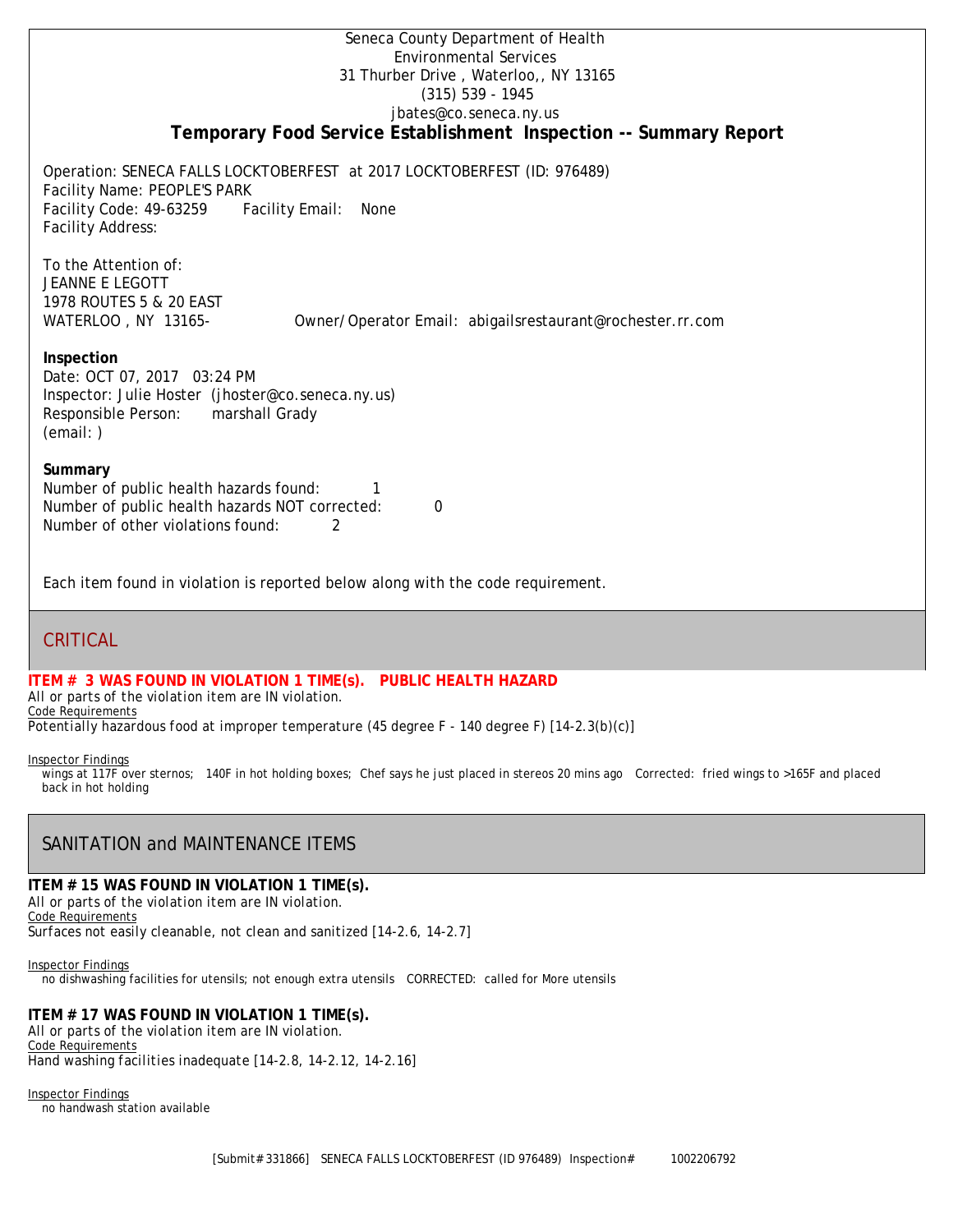Seneca County Department of Health
Environmental Services
31 Thurber Drive , Waterloo,, NY 13165
(315) 539 - 1945
jbates@co.seneca.ny.us

# Temporary Food Service Establishment Inspection -- Summary Report

Operation: SENECA FALLS LOCKTOBERFEST at 2017 LOCKTOBERFEST (ID: 976489)
Facility Name: PEOPLE'S PARK
Facility Code: 49-63259 Facility Email: None
Facility Address:

To the Attention of:
JEANNE E LEGOTT
1978 ROUTES 5 & 20 EAST
WATERLOO , NY 13165- Owner/Operator Email: abigailsrestaurant@rochester.rr.com

**Inspection**
Date: OCT 07, 2017 03:24 PM
Inspector: Julie Hoster (jhoster@co.seneca.ny.us)
Responsible Person: marshall Grady
(email: )

**Summary**
Number of public health hazards found: 1
Number of public health hazards NOT corrected: 0
Number of other violations found: 2

Each item found in violation is reported below along with the code requirement.

## CRITICAL

**ITEM # 3 WAS FOUND IN VIOLATION 1 TIME(s). PUBLIC HEALTH HAZARD**
All or parts of the violation item are IN violation.
Code Requirements
Potentially hazardous food at improper temperature (45 degree F - 140 degree F) [14-2.3(b)(c)]

Inspector Findings
wings at 117F over sternos; 140F in hot holding boxes; Chef says he just placed in stereos 20 mins ago Corrected: fried wings to >165F and placed back in hot holding

## SANITATION and MAINTENANCE ITEMS

**ITEM # 15 WAS FOUND IN VIOLATION 1 TIME(s).**
All or parts of the violation item are IN violation.
Code Requirements
Surfaces not easily cleanable, not clean and sanitized [14-2.6, 14-2.7]

Inspector Findings
no dishwashing facilities for utensils; not enough extra utensils CORRECTED: called for More utensils

**ITEM # 17 WAS FOUND IN VIOLATION 1 TIME(s).**
All or parts of the violation item are IN violation.
Code Requirements
Hand washing facilities inadequate [14-2.8, 14-2.12, 14-2.16]

Inspector Findings
no handwash station available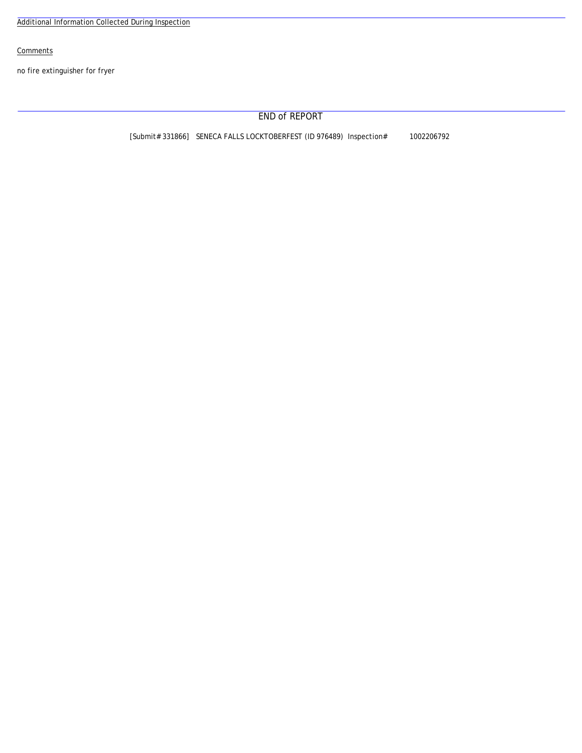Additional Information Collected During Inspection

Comments

no fire extinguisher for fryer

END of REPORT

[Submit# 331866] SENECA FALLS LOCKTOBERFEST (ID 976489) Inspection# 1002206792